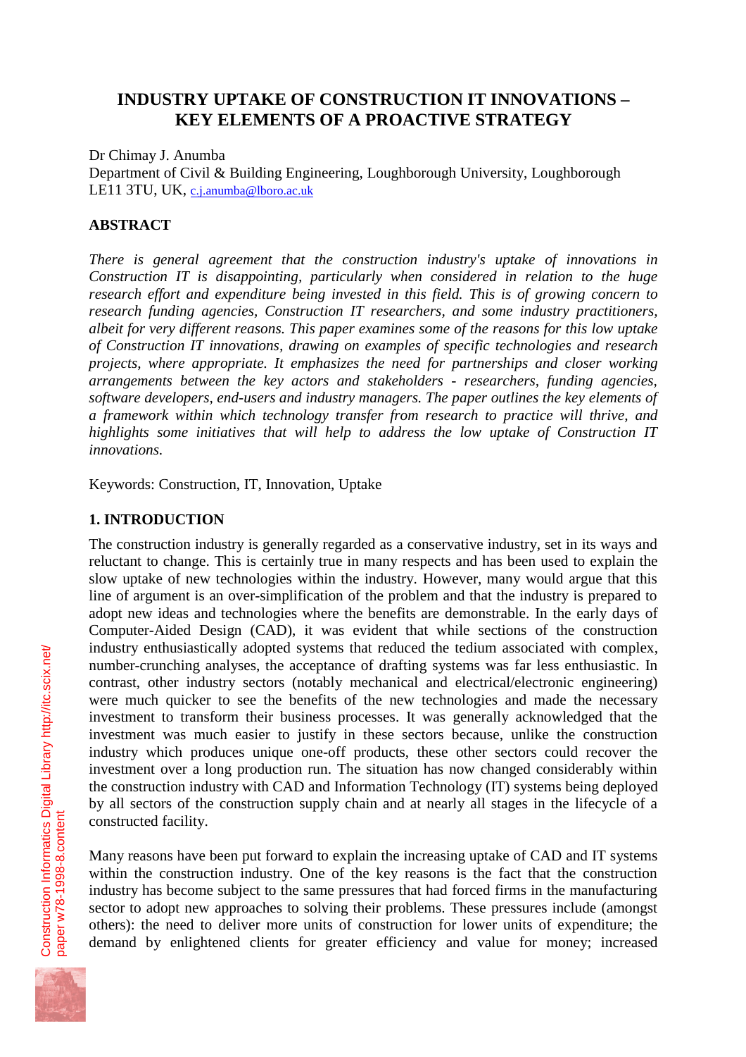# INDUSTRY UPTAKE OF CONSTRUCTION IT INNOVATIONS – KEY ELEMENTS OF A PROACTIVE STRATEGY

Dr Chimay J. Anumba
Department of Civil & Building Engineering, Loughborough University, Loughborough LE11 3TU, UK, c.j.anumba@lboro.ac.uk

## ABSTRACT

*There is general agreement that the construction industry's uptake of innovations in Construction IT is disappointing, particularly when considered in relation to the huge research effort and expenditure being invested in this field. This is of growing concern to research funding agencies, Construction IT researchers, and some industry practitioners, albeit for very different reasons. This paper examines some of the reasons for this low uptake of Construction IT innovations, drawing on examples of specific technologies and research projects, where appropriate. It emphasizes the need for partnerships and closer working arrangements between the key actors and stakeholders - researchers, funding agencies, software developers, end-users and industry managers. The paper outlines the key elements of a framework within which technology transfer from research to practice will thrive, and highlights some initiatives that will help to address the low uptake of Construction IT innovations.*

Keywords: Construction, IT, Innovation, Uptake

## 1. INTRODUCTION

The construction industry is generally regarded as a conservative industry, set in its ways and reluctant to change. This is certainly true in many respects and has been used to explain the slow uptake of new technologies within the industry. However, many would argue that this line of argument is an over-simplification of the problem and that the industry is prepared to adopt new ideas and technologies where the benefits are demonstrable. In the early days of Computer-Aided Design (CAD), it was evident that while sections of the construction industry enthusiastically adopted systems that reduced the tedium associated with complex, number-crunching analyses, the acceptance of drafting systems was far less enthusiastic. In contrast, other industry sectors (notably mechanical and electrical/electronic engineering) were much quicker to see the benefits of the new technologies and made the necessary investment to transform their business processes. It was generally acknowledged that the investment was much easier to justify in these sectors because, unlike the construction industry which produces unique one-off products, these other sectors could recover the investment over a long production run. The situation has now changed considerably within the construction industry with CAD and Information Technology (IT) systems being deployed by all sectors of the construction supply chain and at nearly all stages in the lifecycle of a constructed facility.

Many reasons have been put forward to explain the increasing uptake of CAD and IT systems within the construction industry. One of the key reasons is the fact that the construction industry has become subject to the same pressures that had forced firms in the manufacturing sector to adopt new approaches to solving their problems. These pressures include (amongst others): the need to deliver more units of construction for lower units of expenditure; the demand by enlightened clients for greater efficiency and value for money; increased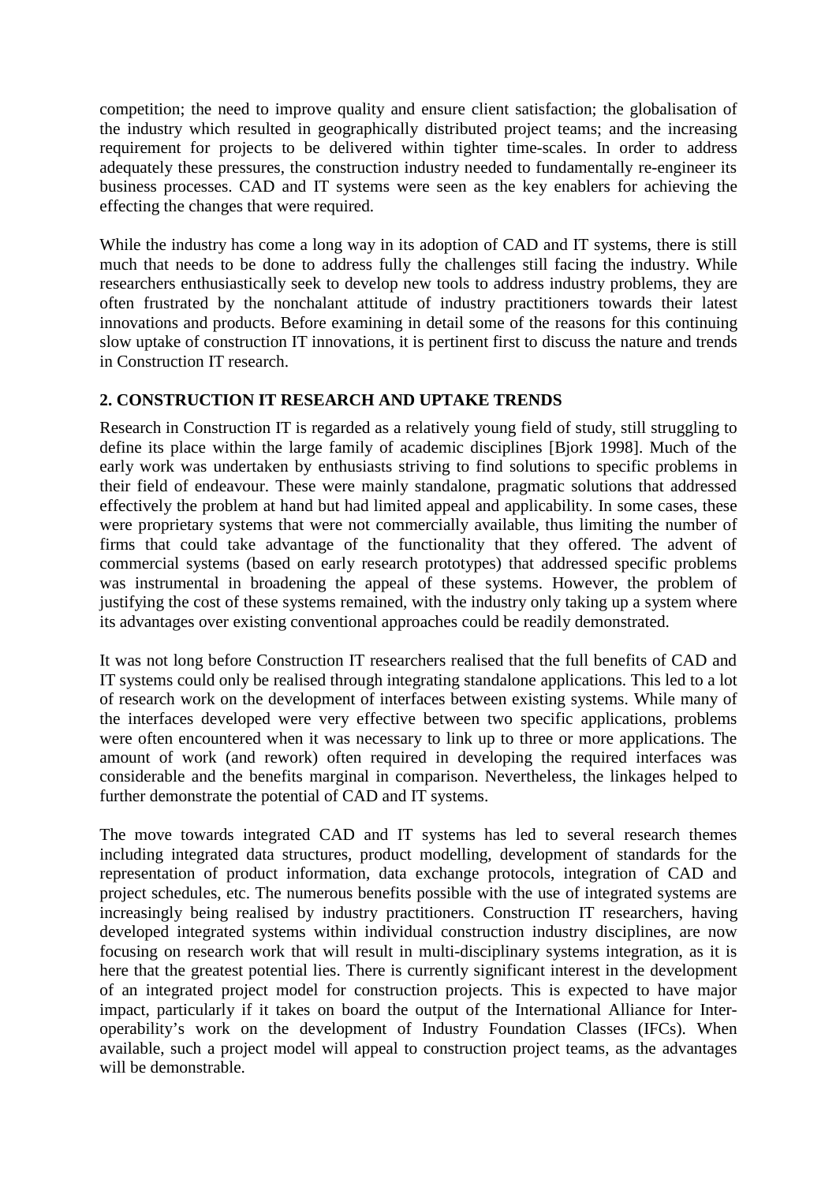competition; the need to improve quality and ensure client satisfaction; the globalisation of the industry which resulted in geographically distributed project teams; and the increasing requirement for projects to be delivered within tighter time-scales. In order to address adequately these pressures, the construction industry needed to fundamentally re-engineer its business processes. CAD and IT systems were seen as the key enablers for achieving the effecting the changes that were required.

While the industry has come a long way in its adoption of CAD and IT systems, there is still much that needs to be done to address fully the challenges still facing the industry. While researchers enthusiastically seek to develop new tools to address industry problems, they are often frustrated by the nonchalant attitude of industry practitioners towards their latest innovations and products. Before examining in detail some of the reasons for this continuing slow uptake of construction IT innovations, it is pertinent first to discuss the nature and trends in Construction IT research.

## 2. CONSTRUCTION IT RESEARCH AND UPTAKE TRENDS

Research in Construction IT is regarded as a relatively young field of study, still struggling to define its place within the large family of academic disciplines [Bjork 1998]. Much of the early work was undertaken by enthusiasts striving to find solutions to specific problems in their field of endeavour. These were mainly standalone, pragmatic solutions that addressed effectively the problem at hand but had limited appeal and applicability. In some cases, these were proprietary systems that were not commercially available, thus limiting the number of firms that could take advantage of the functionality that they offered. The advent of commercial systems (based on early research prototypes) that addressed specific problems was instrumental in broadening the appeal of these systems. However, the problem of justifying the cost of these systems remained, with the industry only taking up a system where its advantages over existing conventional approaches could be readily demonstrated.

It was not long before Construction IT researchers realised that the full benefits of CAD and IT systems could only be realised through integrating standalone applications. This led to a lot of research work on the development of interfaces between existing systems. While many of the interfaces developed were very effective between two specific applications, problems were often encountered when it was necessary to link up to three or more applications. The amount of work (and rework) often required in developing the required interfaces was considerable and the benefits marginal in comparison. Nevertheless, the linkages helped to further demonstrate the potential of CAD and IT systems.

The move towards integrated CAD and IT systems has led to several research themes including integrated data structures, product modelling, development of standards for the representation of product information, data exchange protocols, integration of CAD and project schedules, etc. The numerous benefits possible with the use of integrated systems are increasingly being realised by industry practitioners. Construction IT researchers, having developed integrated systems within individual construction industry disciplines, are now focusing on research work that will result in multi-disciplinary systems integration, as it is here that the greatest potential lies. There is currently significant interest in the development of an integrated project model for construction projects. This is expected to have major impact, particularly if it takes on board the output of the International Alliance for Inter-operability's work on the development of Industry Foundation Classes (IFCs). When available, such a project model will appeal to construction project teams, as the advantages will be demonstrable.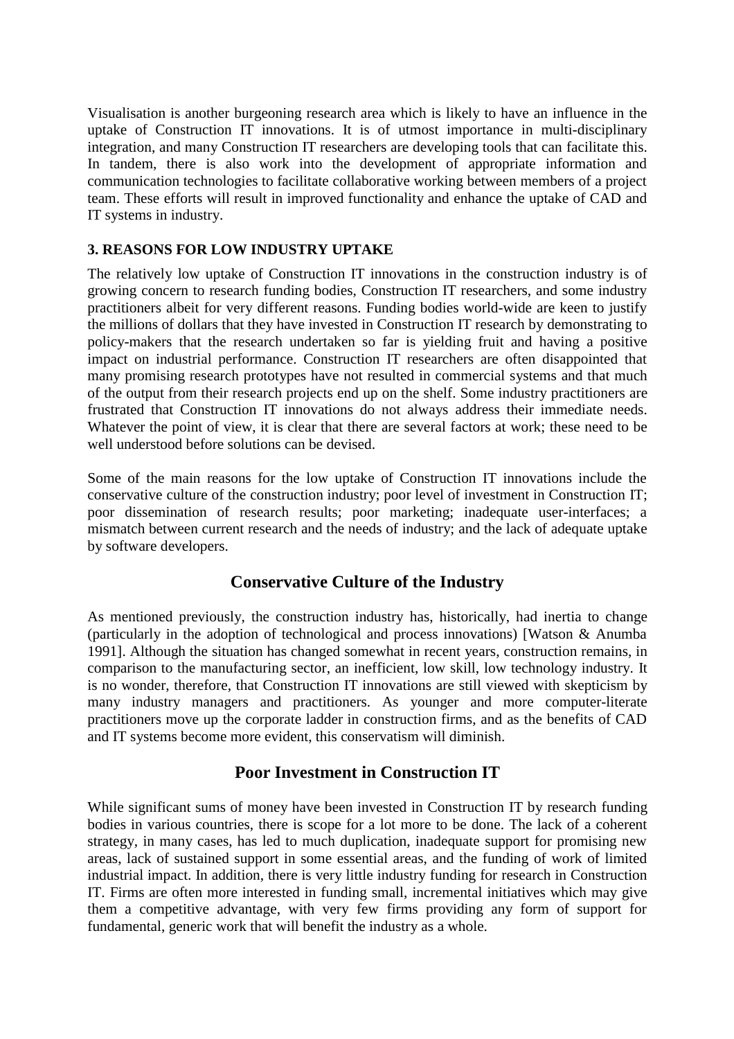Visualisation is another burgeoning research area which is likely to have an influence in the uptake of Construction IT innovations. It is of utmost importance in multi-disciplinary integration, and many Construction IT researchers are developing tools that can facilitate this. In tandem, there is also work into the development of appropriate information and communication technologies to facilitate collaborative working between members of a project team. These efforts will result in improved functionality and enhance the uptake of CAD and IT systems in industry.

## 3. REASONS FOR LOW INDUSTRY UPTAKE

The relatively low uptake of Construction IT innovations in the construction industry is of growing concern to research funding bodies, Construction IT researchers, and some industry practitioners albeit for very different reasons. Funding bodies world-wide are keen to justify the millions of dollars that they have invested in Construction IT research by demonstrating to policy-makers that the research undertaken so far is yielding fruit and having a positive impact on industrial performance. Construction IT researchers are often disappointed that many promising research prototypes have not resulted in commercial systems and that much of the output from their research projects end up on the shelf. Some industry practitioners are frustrated that Construction IT innovations do not always address their immediate needs. Whatever the point of view, it is clear that there are several factors at work; these need to be well understood before solutions can be devised.

Some of the main reasons for the low uptake of Construction IT innovations include the conservative culture of the construction industry; poor level of investment in Construction IT; poor dissemination of research results; poor marketing; inadequate user-interfaces; a mismatch between current research and the needs of industry; and the lack of adequate uptake by software developers.

### Conservative Culture of the Industry

As mentioned previously, the construction industry has, historically, had inertia to change (particularly in the adoption of technological and process innovations) [Watson & Anumba 1991]. Although the situation has changed somewhat in recent years, construction remains, in comparison to the manufacturing sector, an inefficient, low skill, low technology industry. It is no wonder, therefore, that Construction IT innovations are still viewed with skepticism by many industry managers and practitioners. As younger and more computer-literate practitioners move up the corporate ladder in construction firms, and as the benefits of CAD and IT systems become more evident, this conservatism will diminish.

### Poor Investment in Construction IT

While significant sums of money have been invested in Construction IT by research funding bodies in various countries, there is scope for a lot more to be done. The lack of a coherent strategy, in many cases, has led to much duplication, inadequate support for promising new areas, lack of sustained support in some essential areas, and the funding of work of limited industrial impact. In addition, there is very little industry funding for research in Construction IT. Firms are often more interested in funding small, incremental initiatives which may give them a competitive advantage, with very few firms providing any form of support for fundamental, generic work that will benefit the industry as a whole.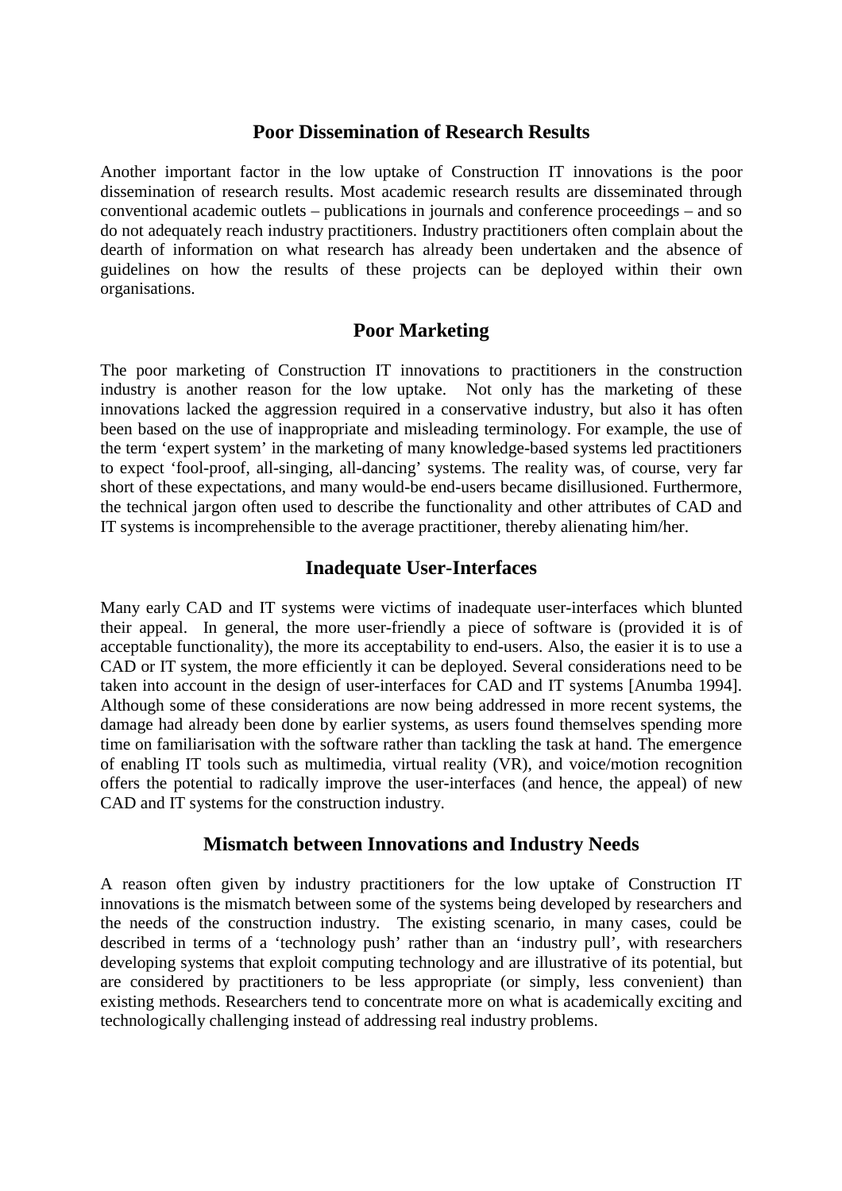## Poor Dissemination of Research Results

Another important factor in the low uptake of Construction IT innovations is the poor dissemination of research results. Most academic research results are disseminated through conventional academic outlets – publications in journals and conference proceedings – and so do not adequately reach industry practitioners. Industry practitioners often complain about the dearth of information on what research has already been undertaken and the absence of guidelines on how the results of these projects can be deployed within their own organisations.

## Poor Marketing

The poor marketing of Construction IT innovations to practitioners in the construction industry is another reason for the low uptake. Not only has the marketing of these innovations lacked the aggression required in a conservative industry, but also it has often been based on the use of inappropriate and misleading terminology. For example, the use of the term 'expert system' in the marketing of many knowledge-based systems led practitioners to expect 'fool-proof, all-singing, all-dancing' systems. The reality was, of course, very far short of these expectations, and many would-be end-users became disillusioned. Furthermore, the technical jargon often used to describe the functionality and other attributes of CAD and IT systems is incomprehensible to the average practitioner, thereby alienating him/her.

## Inadequate User-Interfaces

Many early CAD and IT systems were victims of inadequate user-interfaces which blunted their appeal. In general, the more user-friendly a piece of software is (provided it is of acceptable functionality), the more its acceptability to end-users. Also, the easier it is to use a CAD or IT system, the more efficiently it can be deployed. Several considerations need to be taken into account in the design of user-interfaces for CAD and IT systems [Anumba 1994]. Although some of these considerations are now being addressed in more recent systems, the damage had already been done by earlier systems, as users found themselves spending more time on familiarisation with the software rather than tackling the task at hand. The emergence of enabling IT tools such as multimedia, virtual reality (VR), and voice/motion recognition offers the potential to radically improve the user-interfaces (and hence, the appeal) of new CAD and IT systems for the construction industry.

## Mismatch between Innovations and Industry Needs

A reason often given by industry practitioners for the low uptake of Construction IT innovations is the mismatch between some of the systems being developed by researchers and the needs of the construction industry. The existing scenario, in many cases, could be described in terms of a 'technology push' rather than an 'industry pull', with researchers developing systems that exploit computing technology and are illustrative of its potential, but are considered by practitioners to be less appropriate (or simply, less convenient) than existing methods. Researchers tend to concentrate more on what is academically exciting and technologically challenging instead of addressing real industry problems.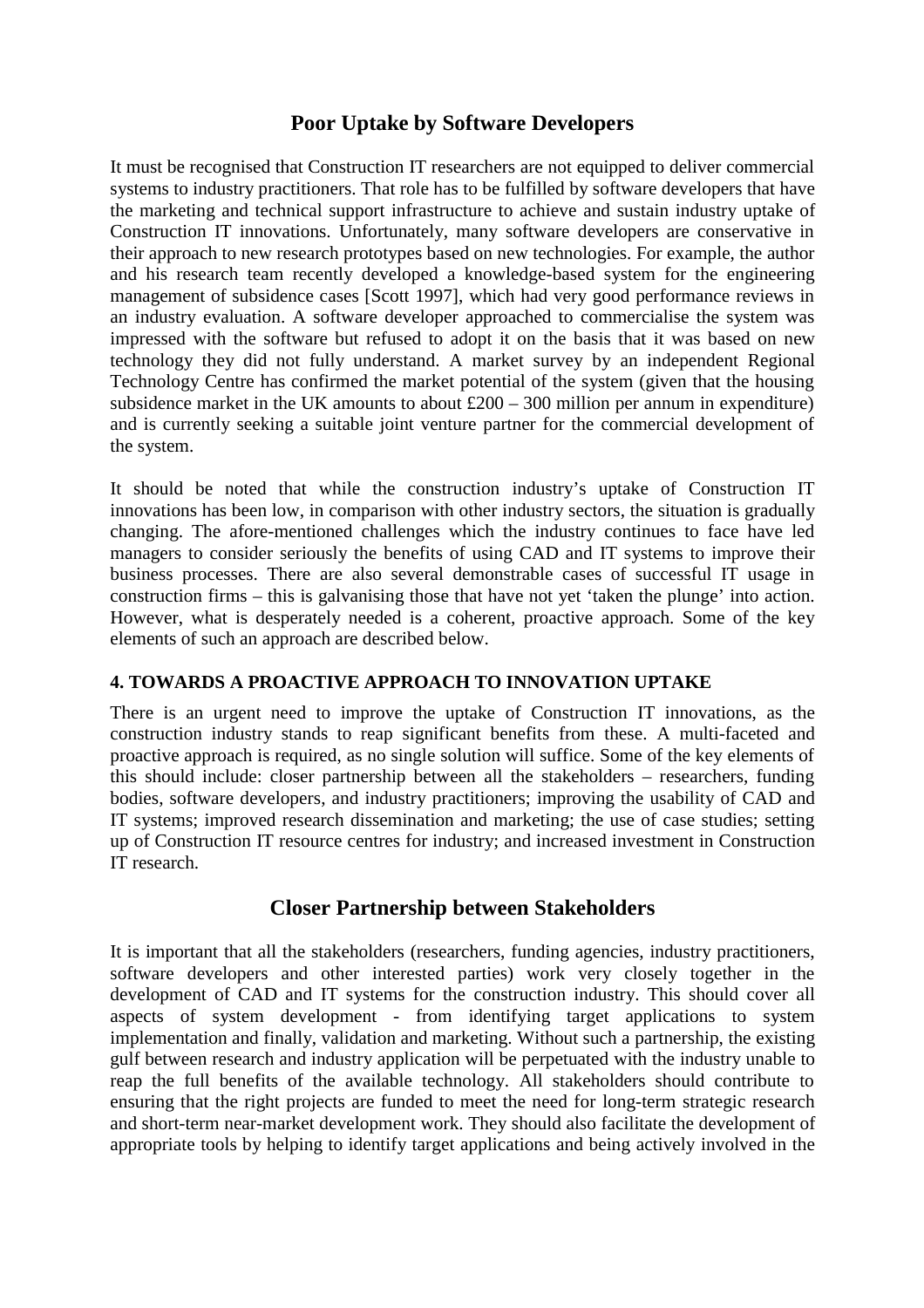## Poor Uptake by Software Developers

It must be recognised that Construction IT researchers are not equipped to deliver commercial systems to industry practitioners. That role has to be fulfilled by software developers that have the marketing and technical support infrastructure to achieve and sustain industry uptake of Construction IT innovations. Unfortunately, many software developers are conservative in their approach to new research prototypes based on new technologies. For example, the author and his research team recently developed a knowledge-based system for the engineering management of subsidence cases [Scott 1997], which had very good performance reviews in an industry evaluation. A software developer approached to commercialise the system was impressed with the software but refused to adopt it on the basis that it was based on new technology they did not fully understand. A market survey by an independent Regional Technology Centre has confirmed the market potential of the system (given that the housing subsidence market in the UK amounts to about £200 – 300 million per annum in expenditure) and is currently seeking a suitable joint venture partner for the commercial development of the system.

It should be noted that while the construction industry's uptake of Construction IT innovations has been low, in comparison with other industry sectors, the situation is gradually changing. The afore-mentioned challenges which the industry continues to face have led managers to consider seriously the benefits of using CAD and IT systems to improve their business processes. There are also several demonstrable cases of successful IT usage in construction firms – this is galvanising those that have not yet 'taken the plunge' into action. However, what is desperately needed is a coherent, proactive approach. Some of the key elements of such an approach are described below.

### 4. TOWARDS A PROACTIVE APPROACH TO INNOVATION UPTAKE

There is an urgent need to improve the uptake of Construction IT innovations, as the construction industry stands to reap significant benefits from these. A multi-faceted and proactive approach is required, as no single solution will suffice. Some of the key elements of this should include: closer partnership between all the stakeholders – researchers, funding bodies, software developers, and industry practitioners; improving the usability of CAD and IT systems; improved research dissemination and marketing; the use of case studies; setting up of Construction IT resource centres for industry; and increased investment in Construction IT research.

## Closer Partnership between Stakeholders

It is important that all the stakeholders (researchers, funding agencies, industry practitioners, software developers and other interested parties) work very closely together in the development of CAD and IT systems for the construction industry. This should cover all aspects of system development - from identifying target applications to system implementation and finally, validation and marketing. Without such a partnership, the existing gulf between research and industry application will be perpetuated with the industry unable to reap the full benefits of the available technology. All stakeholders should contribute to ensuring that the right projects are funded to meet the need for long-term strategic research and short-term near-market development work. They should also facilitate the development of appropriate tools by helping to identify target applications and being actively involved in the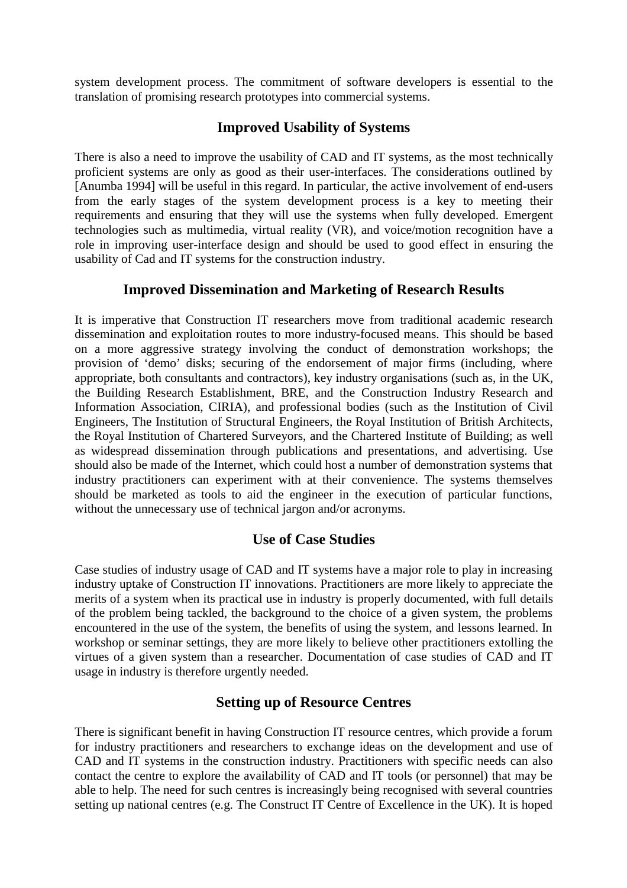system development process. The commitment of software developers is essential to the translation of promising research prototypes into commercial systems.

## Improved Usability of Systems

There is also a need to improve the usability of CAD and IT systems, as the most technically proficient systems are only as good as their user-interfaces. The considerations outlined by [Anumba 1994] will be useful in this regard. In particular, the active involvement of end-users from the early stages of the system development process is a key to meeting their requirements and ensuring that they will use the systems when fully developed. Emergent technologies such as multimedia, virtual reality (VR), and voice/motion recognition have a role in improving user-interface design and should be used to good effect in ensuring the usability of Cad and IT systems for the construction industry.

## Improved Dissemination and Marketing of Research Results

It is imperative that Construction IT researchers move from traditional academic research dissemination and exploitation routes to more industry-focused means. This should be based on a more aggressive strategy involving the conduct of demonstration workshops; the provision of 'demo' disks; securing of the endorsement of major firms (including, where appropriate, both consultants and contractors), key industry organisations (such as, in the UK, the Building Research Establishment, BRE, and the Construction Industry Research and Information Association, CIRIA), and professional bodies (such as the Institution of Civil Engineers, The Institution of Structural Engineers, the Royal Institution of British Architects, the Royal Institution of Chartered Surveyors, and the Chartered Institute of Building; as well as widespread dissemination through publications and presentations, and advertising. Use should also be made of the Internet, which could host a number of demonstration systems that industry practitioners can experiment with at their convenience. The systems themselves should be marketed as tools to aid the engineer in the execution of particular functions, without the unnecessary use of technical jargon and/or acronyms.

## Use of Case Studies

Case studies of industry usage of CAD and IT systems have a major role to play in increasing industry uptake of Construction IT innovations. Practitioners are more likely to appreciate the merits of a system when its practical use in industry is properly documented, with full details of the problem being tackled, the background to the choice of a given system, the problems encountered in the use of the system, the benefits of using the system, and lessons learned. In workshop or seminar settings, they are more likely to believe other practitioners extolling the virtues of a given system than a researcher. Documentation of case studies of CAD and IT usage in industry is therefore urgently needed.

## Setting up of Resource Centres

There is significant benefit in having Construction IT resource centres, which provide a forum for industry practitioners and researchers to exchange ideas on the development and use of CAD and IT systems in the construction industry. Practitioners with specific needs can also contact the centre to explore the availability of CAD and IT tools (or personnel) that may be able to help. The need for such centres is increasingly being recognised with several countries setting up national centres (e.g. The Construct IT Centre of Excellence in the UK). It is hoped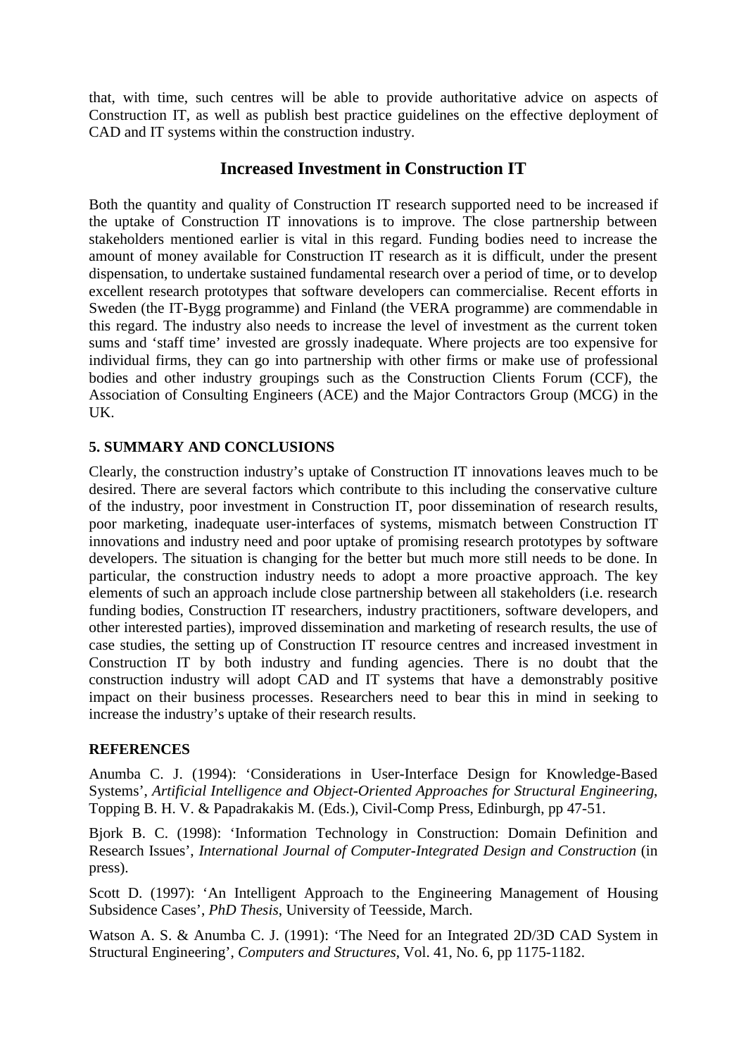that, with time, such centres will be able to provide authoritative advice on aspects of Construction IT, as well as publish best practice guidelines on the effective deployment of CAD and IT systems within the construction industry.

### Increased Investment in Construction IT

Both the quantity and quality of Construction IT research supported need to be increased if the uptake of Construction IT innovations is to improve. The close partnership between stakeholders mentioned earlier is vital in this regard. Funding bodies need to increase the amount of money available for Construction IT research as it is difficult, under the present dispensation, to undertake sustained fundamental research over a period of time, or to develop excellent research prototypes that software developers can commercialise. Recent efforts in Sweden (the IT-Bygg programme) and Finland (the VERA programme) are commendable in this regard. The industry also needs to increase the level of investment as the current token sums and 'staff time' invested are grossly inadequate. Where projects are too expensive for individual firms, they can go into partnership with other firms or make use of professional bodies and other industry groupings such as the Construction Clients Forum (CCF), the Association of Consulting Engineers (ACE) and the Major Contractors Group (MCG) in the UK.

## 5. SUMMARY AND CONCLUSIONS

Clearly, the construction industry's uptake of Construction IT innovations leaves much to be desired. There are several factors which contribute to this including the conservative culture of the industry, poor investment in Construction IT, poor dissemination of research results, poor marketing, inadequate user-interfaces of systems, mismatch between Construction IT innovations and industry need and poor uptake of promising research prototypes by software developers. The situation is changing for the better but much more still needs to be done. In particular, the construction industry needs to adopt a more proactive approach. The key elements of such an approach include close partnership between all stakeholders (i.e. research funding bodies, Construction IT researchers, industry practitioners, software developers, and other interested parties), improved dissemination and marketing of research results, the use of case studies, the setting up of Construction IT resource centres and increased investment in Construction IT by both industry and funding agencies. There is no doubt that the construction industry will adopt CAD and IT systems that have a demonstrably positive impact on their business processes. Researchers need to bear this in mind in seeking to increase the industry's uptake of their research results.

## REFERENCES

Anumba C. J. (1994): 'Considerations in User-Interface Design for Knowledge-Based Systems', *Artificial Intelligence and Object-Oriented Approaches for Structural Engineering*, Topping B. H. V. & Papadrakakis M. (Eds.), Civil-Comp Press, Edinburgh, pp 47-51.

Bjork B. C. (1998): 'Information Technology in Construction: Domain Definition and Research Issues', *International Journal of Computer-Integrated Design and Construction* (in press).

Scott D. (1997): 'An Intelligent Approach to the Engineering Management of Housing Subsidence Cases', *PhD Thesis*, University of Teesside, March.

Watson A. S. & Anumba C. J. (1991): 'The Need for an Integrated 2D/3D CAD System in Structural Engineering', *Computers and Structures*, Vol. 41, No. 6, pp 1175-1182.